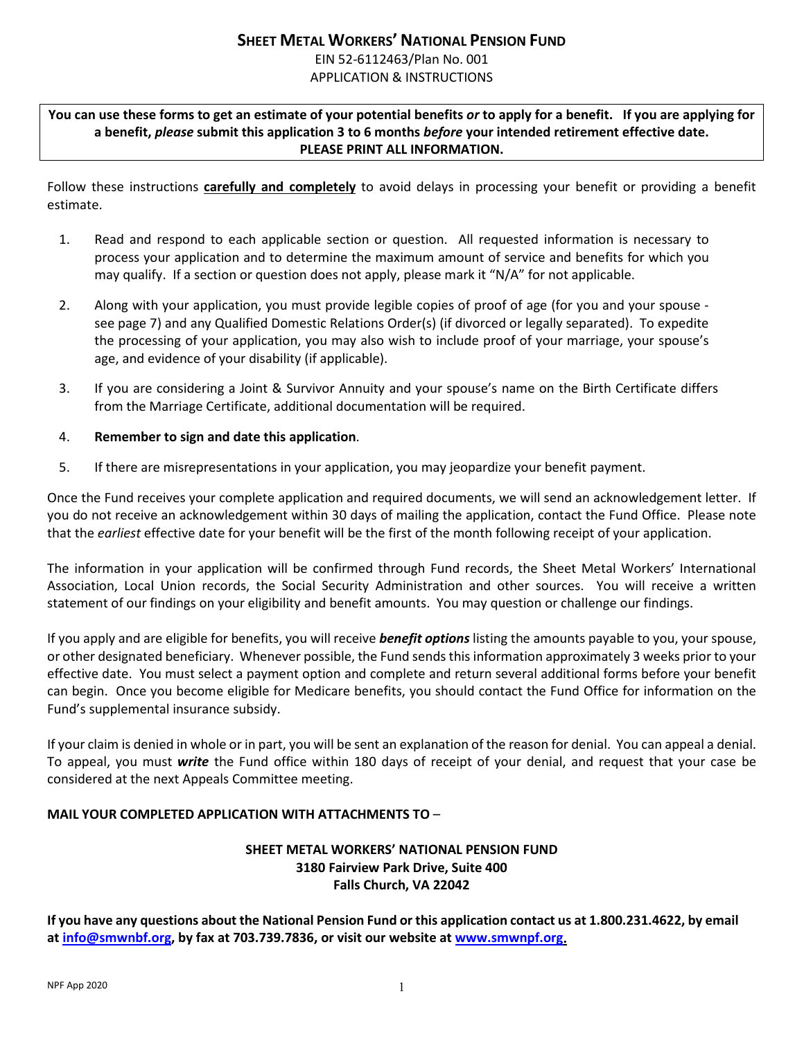# SHEET METAL WORKERS' NATIONAL PENSION FUND

EIN 52-6112463/Plan No. 001

APPLICATION & INSTRUCTIONS

**You can use these forms to get an estimate of your potential benefits *or* to apply for a benefit. If you are applying for a benefit, *please* submit this application 3 to 6 months *before* your intended retirement effective date. PLEASE PRINT ALL INFORMATION.**

Follow these instructions **carefully and completely** to avoid delays in processing your benefit or providing a benefit estimate.

1. Read and respond to each applicable section or question. All requested information is necessary to process your application and to determine the maximum amount of service and benefits for which you may qualify. If a section or question does not apply, please mark it "N/A" for not applicable.
2. Along with your application, you must provide legible copies of proof of age (for you and your spouse - see page 7) and any Qualified Domestic Relations Order(s) (if divorced or legally separated). To expedite the processing of your application, you may also wish to include proof of your marriage, your spouse's age, and evidence of your disability (if applicable).
3. If you are considering a Joint & Survivor Annuity and your spouse's name on the Birth Certificate differs from the Marriage Certificate, additional documentation will be required.
4. **Remember to sign and date this application**.
5. If there are misrepresentations in your application, you may jeopardize your benefit payment.

Once the Fund receives your complete application and required documents, we will send an acknowledgement letter. If you do not receive an acknowledgement within 30 days of mailing the application, contact the Fund Office. Please note that the *earliest* effective date for your benefit will be the first of the month following receipt of your application.

The information in your application will be confirmed through Fund records, the Sheet Metal Workers' International Association, Local Union records, the Social Security Administration and other sources. You will receive a written statement of our findings on your eligibility and benefit amounts. You may question or challenge our findings.

If you apply and are eligible for benefits, you will receive ***benefit options*** listing the amounts payable to you, your spouse, or other designated beneficiary. Whenever possible, the Fund sends this information approximately 3 weeks prior to your effective date. You must select a payment option and complete and return several additional forms before your benefit can begin. Once you become eligible for Medicare benefits, you should contact the Fund Office for information on the Fund's supplemental insurance subsidy.

If your claim is denied in whole or in part, you will be sent an explanation of the reason for denial. You can appeal a denial. To appeal, you must ***write*** the Fund office within 180 days of receipt of your denial, and request that your case be considered at the next Appeals Committee meeting.

**MAIL YOUR COMPLETED APPLICATION WITH ATTACHMENTS TO** –

**SHEET METAL WORKERS' NATIONAL PENSION FUND**
**3180 Fairview Park Drive, Suite 400**
**Falls Church, VA 22042**

**If you have any questions about the National Pension Fund or this application contact us at 1.800.231.4622, by email at info@smwnbf.org, by fax at 703.739.7836, or visit our website at www.smwnpf.org.**

NPF App 2020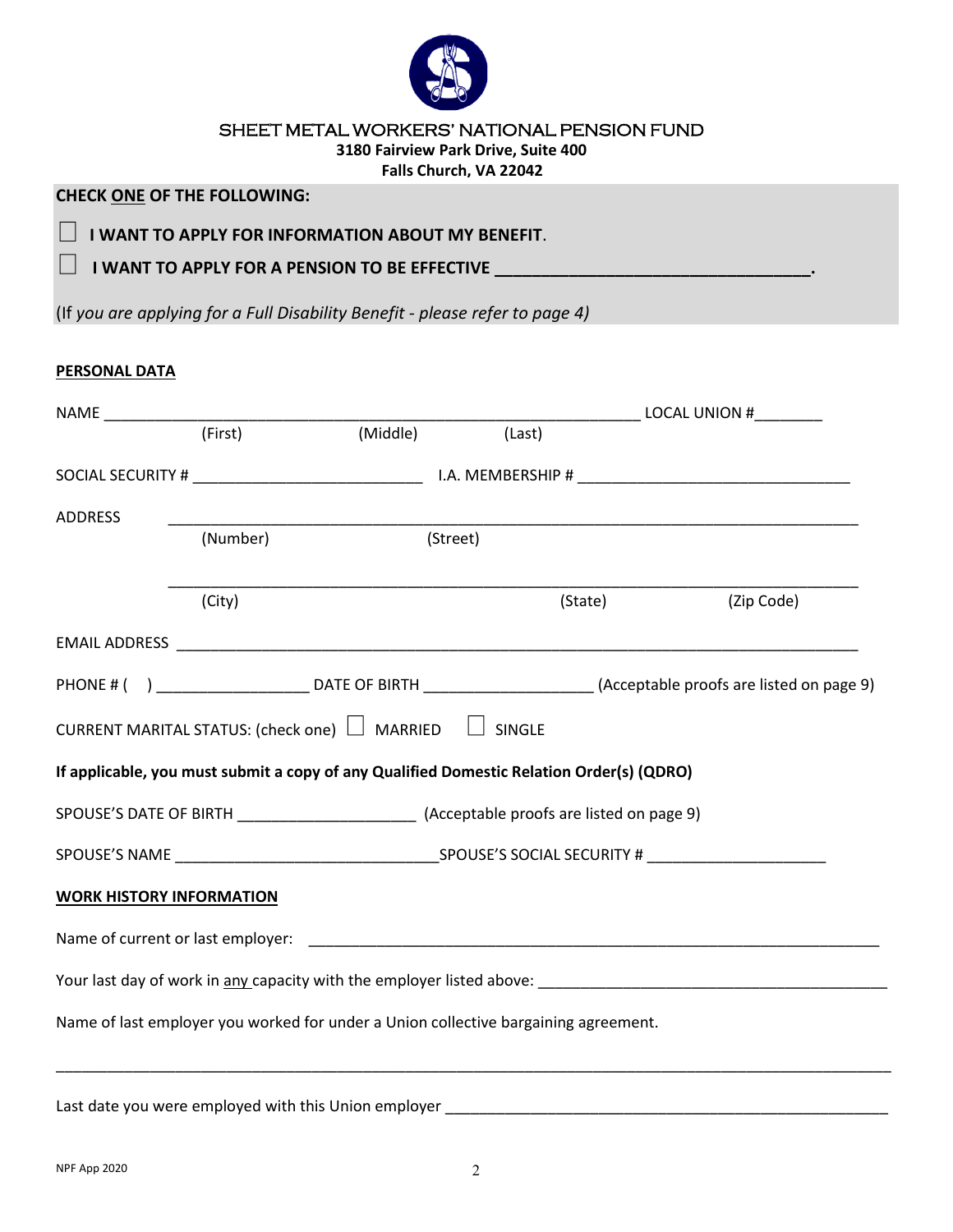# SHEET METAL WORKERS' NATIONAL PENSION FUND

**3180 Fairview Park Drive, Suite 400**
**Falls Church, VA 22042**

**CHECK ONE OF THE FOLLOWING:**

☐ **I WANT TO APPLY FOR INFORMATION ABOUT MY BENEFIT.**

☐ **I WANT TO APPLY FOR A PENSION TO BE EFFECTIVE _________________________________.**

(*If you are applying for a Full Disability Benefit - please refer to page 4)*

**PERSONAL DATA**

NAME ____________________________________________________________ LOCAL UNION #________
(First) (Middle) (Last)

SOCIAL SECURITY # _________________________ I.A. MEMBERSHIP # ______________________________

ADDRESS ____________________________________________________________________________
(Number) (Street)

____________________________________________________________________________
(City) (State) (Zip Code)

EMAIL ADDRESS ____________________________________________________________________________

PHONE # ( ) _________________ DATE OF BIRTH ___________________ (Acceptable proofs are listed on page 9)

CURRENT MARITAL STATUS: (check one) ☐ MARRIED ☐ SINGLE

**If applicable, you must submit a copy of any Qualified Domestic Relation Order(s) (QDRO)**

SPOUSE'S DATE OF BIRTH ____________________ (Acceptable proofs are listed on page 9)

SPOUSE'S NAME _____________________________SPOUSE'S SOCIAL SECURITY # ____________________

**WORK HISTORY INFORMATION**

Name of current or last employer: _______________________________________________________________

Your last day of work in any capacity with the employer listed above: _______________________________________

Name of last employer you worked for under a Union collective bargaining agreement.

_____________________________________________________________________________________________

Last date you were employed with this Union employer ________________________________________________

NPF App 2020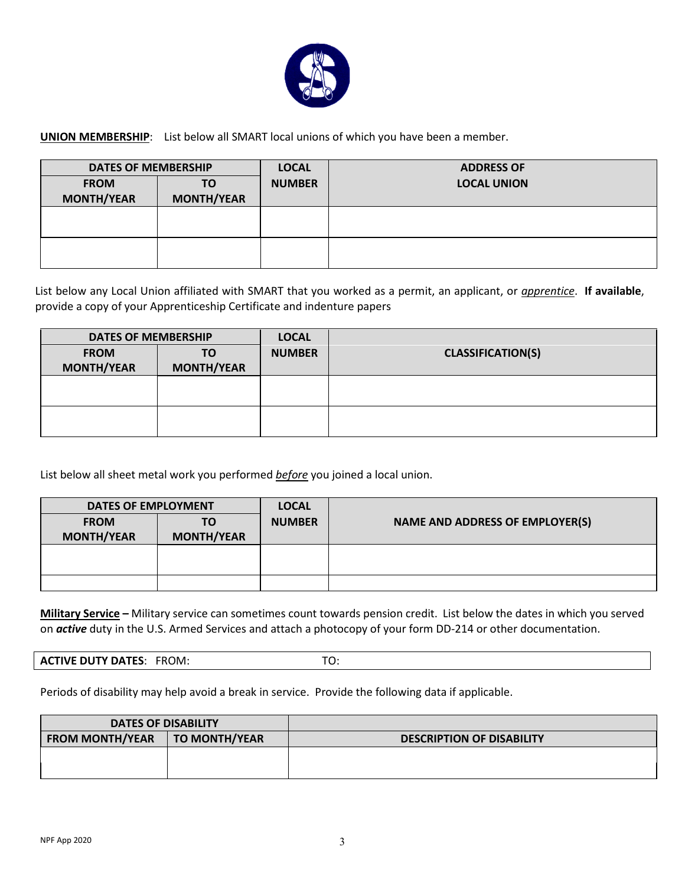**UNION MEMBERSHIP**: List below all SMART local unions of which you have been a member.

| DATES OF MEMBERSHIP | | LOCAL NUMBER | ADDRESS OF LOCAL UNION |
|---|---|---|---|
| FROM MONTH/YEAR | TO MONTH/YEAR | | |
| | | | |
| | | | |

List below any Local Union affiliated with SMART that you worked as a permit, an applicant, or *apprentice*. **If available**, provide a copy of your Apprenticeship Certificate and indenture papers

| DATES OF MEMBERSHIP | | LOCAL NUMBER | CLASSIFICATION(S) |
|---|---|---|---|
| FROM MONTH/YEAR | TO MONTH/YEAR | | |
| | | | |
| | | | |

List below all sheet metal work you performed *before* you joined a local union.

| DATES OF EMPLOYMENT | | LOCAL NUMBER | NAME AND ADDRESS OF EMPLOYER(S) |
|---|---|---|---|
| FROM MONTH/YEAR | TO MONTH/YEAR | | |
| | | | |
| | | | |

**Military Service –** Military service can sometimes count towards pension credit. List below the dates in which you served on ***active*** duty in the U.S. Armed Services and attach a photocopy of your form DD-214 or other documentation.

| **ACTIVE DUTY DATES**: FROM: | TO: |
|---|---|

Periods of disability may help avoid a break in service. Provide the following data if applicable.

| DATES OF DISABILITY | | DESCRIPTION OF DISABILITY |
|---|---|---|
| FROM MONTH/YEAR | TO MONTH/YEAR | |
| | | |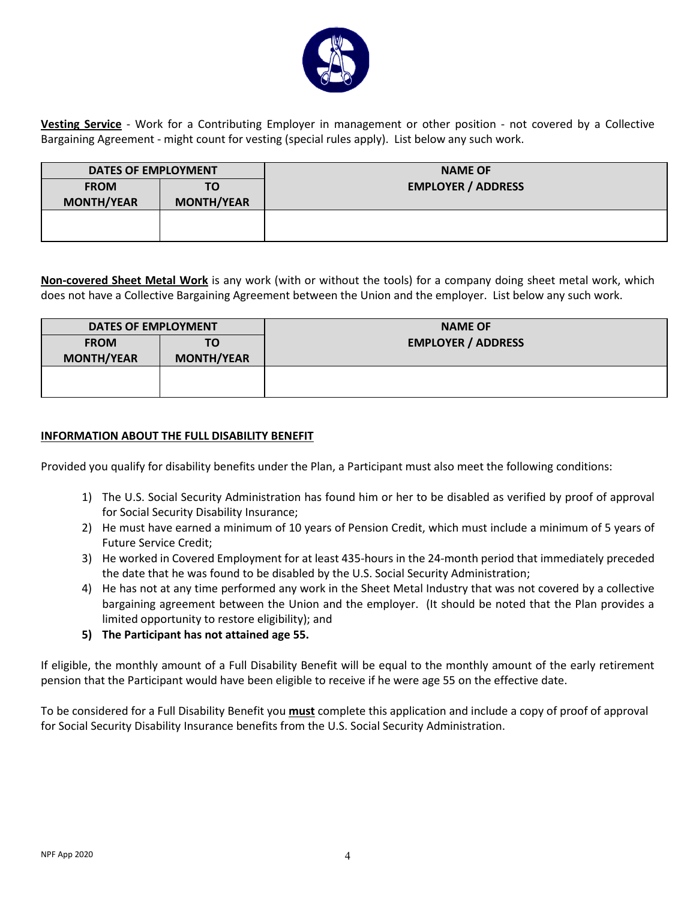**Vesting Service** - Work for a Contributing Employer in management or other position - not covered by a Collective Bargaining Agreement - might count for vesting (special rules apply). List below any such work.

| DATES OF EMPLOYMENT | | NAME OF EMPLOYER / ADDRESS |
|---|---|---|
| FROM MONTH/YEAR | TO MONTH/YEAR | |
| | | |

**Non-covered Sheet Metal Work** is any work (with or without the tools) for a company doing sheet metal work, which does not have a Collective Bargaining Agreement between the Union and the employer. List below any such work.

| DATES OF EMPLOYMENT | | NAME OF EMPLOYER / ADDRESS |
|---|---|---|
| FROM MONTH/YEAR | TO MONTH/YEAR | |
| | | |

**INFORMATION ABOUT THE FULL DISABILITY BENEFIT**

Provided you qualify for disability benefits under the Plan, a Participant must also meet the following conditions:

1) The U.S. Social Security Administration has found him or her to be disabled as verified by proof of approval for Social Security Disability Insurance;
2) He must have earned a minimum of 10 years of Pension Credit, which must include a minimum of 5 years of Future Service Credit;
3) He worked in Covered Employment for at least 435-hours in the 24-month period that immediately preceded the date that he was found to be disabled by the U.S. Social Security Administration;
4) He has not at any time performed any work in the Sheet Metal Industry that was not covered by a collective bargaining agreement between the Union and the employer. (It should be noted that the Plan provides a limited opportunity to restore eligibility); and
5) **The Participant has not attained age 55.**

If eligible, the monthly amount of a Full Disability Benefit will be equal to the monthly amount of the early retirement pension that the Participant would have been eligible to receive if he were age 55 on the effective date.

To be considered for a Full Disability Benefit you **must** complete this application and include a copy of proof of approval for Social Security Disability Insurance benefits from the U.S. Social Security Administration.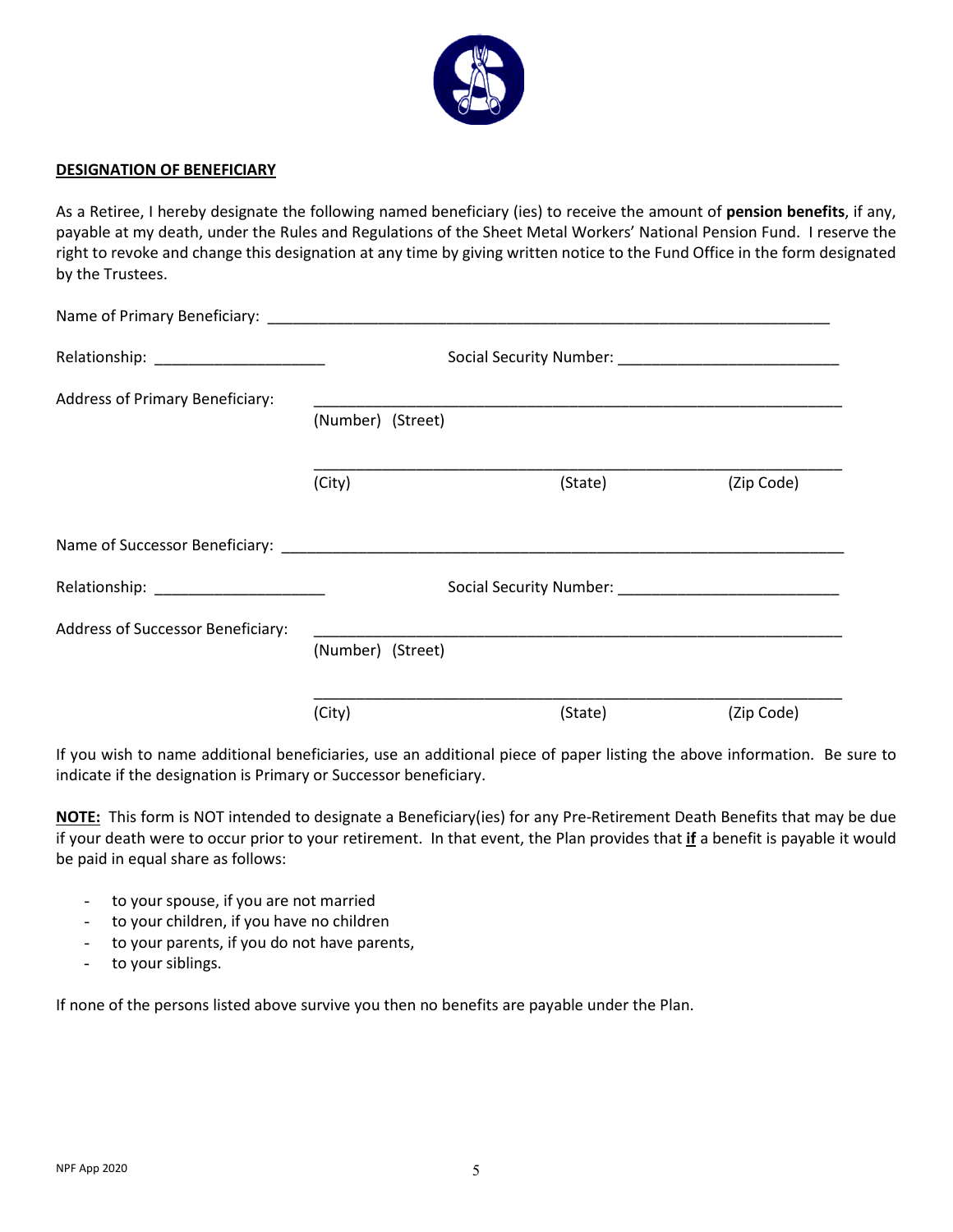**DESIGNATION OF BENEFICIARY**

As a Retiree, I hereby designate the following named beneficiary (ies) to receive the amount of **pension benefits**, if any, payable at my death, under the Rules and Regulations of the Sheet Metal Workers' National Pension Fund. I reserve the right to revoke and change this designation at any time by giving written notice to the Fund Office in the form designated by the Trustees.

Name of Primary Beneficiary: ______________________________________________________________________

Relationship: ____________________ Social Security Number: _________________________

Address of Primary Beneficiary: ___________________________________________________________
(Number) (Street)

___________________________________________________________
(City) (State) (Zip Code)

Name of Successor Beneficiary: ____________________________________________________________________

Relationship: ____________________ Social Security Number: _________________________

Address of Successor Beneficiary: ___________________________________________________________
(Number) (Street)

___________________________________________________________
(City) (State) (Zip Code)

If you wish to name additional beneficiaries, use an additional piece of paper listing the above information. Be sure to indicate if the designation is Primary or Successor beneficiary.

**NOTE:** This form is NOT intended to designate a Beneficiary(ies) for any Pre-Retirement Death Benefits that may be due if your death were to occur prior to your retirement. In that event, the Plan provides that **if** a benefit is payable it would be paid in equal share as follows:

- to your spouse, if you are not married
- to your children, if you have no children
- to your parents, if you do not have parents,
- to your siblings.

If none of the persons listed above survive you then no benefits are payable under the Plan.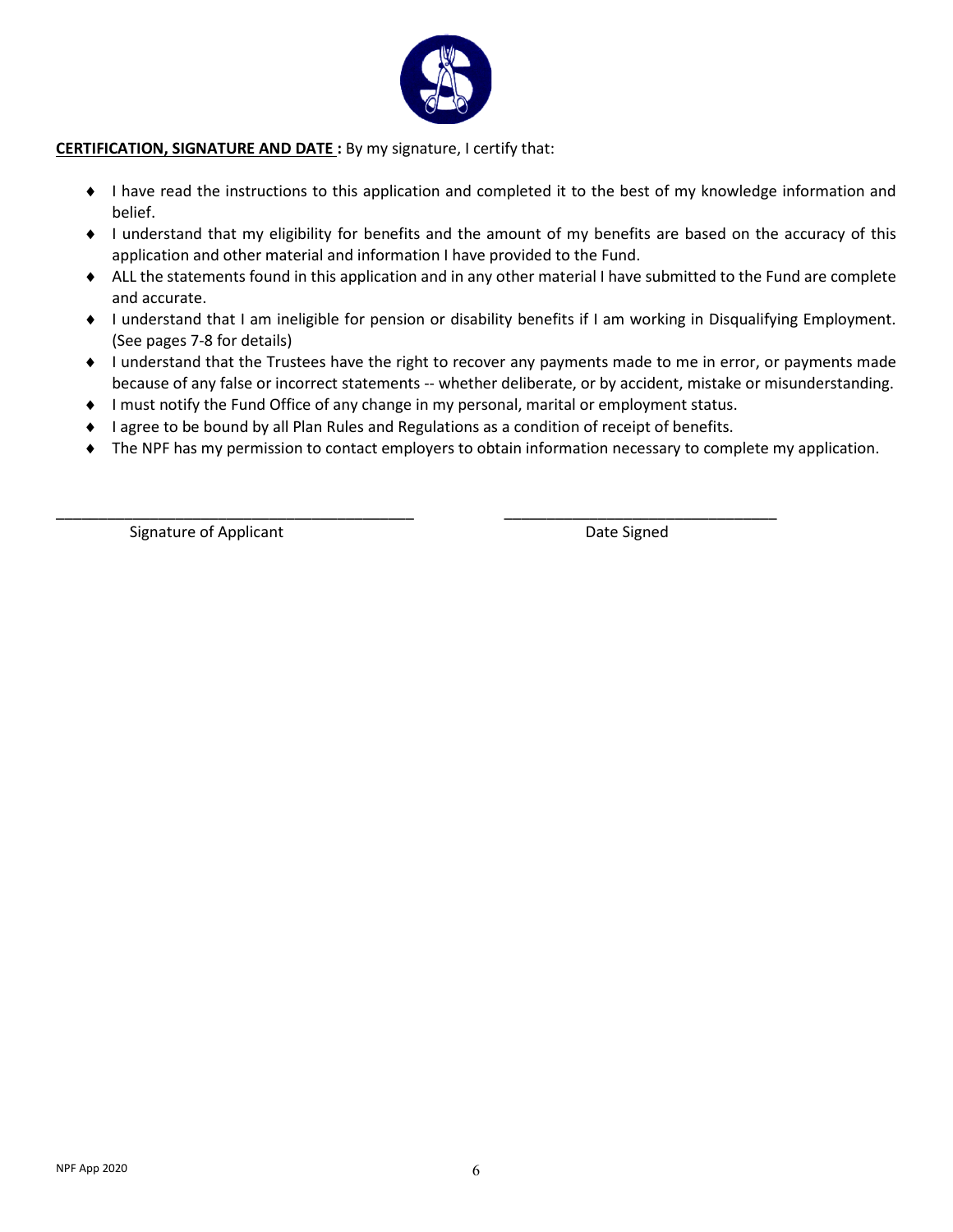**CERTIFICATION, SIGNATURE AND DATE :** By my signature, I certify that:

- I have read the instructions to this application and completed it to the best of my knowledge information and belief.
- I understand that my eligibility for benefits and the amount of my benefits are based on the accuracy of this application and other material and information I have provided to the Fund.
- ALL the statements found in this application and in any other material I have submitted to the Fund are complete and accurate.
- I understand that I am ineligible for pension or disability benefits if I am working in Disqualifying Employment. (See pages 7-8 for details)
- I understand that the Trustees have the right to recover any payments made to me in error, or payments made because of any false or incorrect statements -- whether deliberate, or by accident, mistake or misunderstanding.
- I must notify the Fund Office of any change in my personal, marital or employment status.
- I agree to be bound by all Plan Rules and Regulations as a condition of receipt of benefits.
- The NPF has my permission to contact employers to obtain information necessary to complete my application.

\_\_\_\_\_\_\_\_\_\_\_\_\_\_\_\_\_\_\_\_\_\_\_\_\_\_\_\_\_\_\_\_\_\_\_\_\_\_\_\_\_\_ &nbsp;&nbsp;&nbsp;&nbsp; \_\_\_\_\_\_\_\_\_\_\_\_\_\_\_\_\_\_\_\_\_\_\_\_\_\_\_\_\_\_\_\_
Signature of Applicant &nbsp;&nbsp;&nbsp;&nbsp; Date Signed

NPF App 2020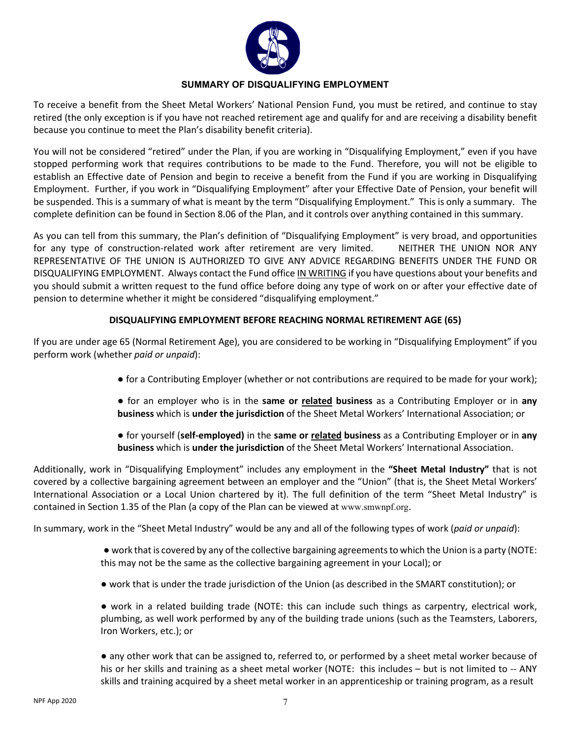## SUMMARY OF DISQUALIFYING EMPLOYMENT

To receive a benefit from the Sheet Metal Workers' National Pension Fund, you must be retired, and continue to stay retired (the only exception is if you have not reached retirement age and qualify for and are receiving a disability benefit because you continue to meet the Plan's disability benefit criteria).

You will not be considered "retired" under the Plan, if you are working in "Disqualifying Employment," even if you have stopped performing work that requires contributions to be made to the Fund. Therefore, you will not be eligible to establish an Effective date of Pension and begin to receive a benefit from the Fund if you are working in Disqualifying Employment. Further, if you work in "Disqualifying Employment" after your Effective Date of Pension, your benefit will be suspended. This is a summary of what is meant by the term "Disqualifying Employment." This is only a summary. The complete definition can be found in Section 8.06 of the Plan, and it controls over anything contained in this summary.

As you can tell from this summary, the Plan's definition of "Disqualifying Employment" is very broad, and opportunities for any type of construction-related work after retirement are very limited. NEITHER THE UNION NOR ANY REPRESENTATIVE OF THE UNION IS AUTHORIZED TO GIVE ANY ADVICE REGARDING BENEFITS UNDER THE FUND OR DISQUALIFYING EMPLOYMENT. Always contact the Fund office <u>IN WRITING</u> if you have questions about your benefits and you should submit a written request to the fund office before doing any type of work on or after your effective date of pension to determine whether it might be considered "disqualifying employment."

### DISQUALIFYING EMPLOYMENT BEFORE REACHING NORMAL RETIREMENT AGE (65)

If you are under age 65 (Normal Retirement Age), you are considered to be working in "Disqualifying Employment" if you perform work (whether *paid or unpaid*):

- for a Contributing Employer (whether or not contributions are required to be made for your work);
- for an employer who is in the **same or <u>related</u> business** as a Contributing Employer or in **any business** which is **under the jurisdiction** of the Sheet Metal Workers' International Association; or
- for yourself (**self-employed)** in the **same or <u>related</u> business** as a Contributing Employer or in **any business** which is **under the jurisdiction** of the Sheet Metal Workers' International Association.

Additionally, work in "Disqualifying Employment" includes any employment in the **"Sheet Metal Industry"** that is not covered by a collective bargaining agreement between an employer and the "Union" (that is, the Sheet Metal Workers' International Association or a Local Union chartered by it). The full definition of the term "Sheet Metal Industry" is contained in Section 1.35 of the Plan (a copy of the Plan can be viewed at www.smwnpf.org.

In summary, work in the "Sheet Metal Industry" would be any and all of the following types of work (*paid or unpaid*):

- work that is covered by any of the collective bargaining agreements to which the Union is a party (NOTE: this may not be the same as the collective bargaining agreement in your Local); or
- work that is under the trade jurisdiction of the Union (as described in the SMART constitution); or
- work in a related building trade (NOTE: this can include such things as carpentry, electrical work, plumbing, as well work performed by any of the building trade unions (such as the Teamsters, Laborers, Iron Workers, etc.); or
- any other work that can be assigned to, referred to, or performed by a sheet metal worker because of his or her skills and training as a sheet metal worker (NOTE: this includes – but is not limited to -- ANY skills and training acquired by a sheet metal worker in an apprenticeship or training program, as a result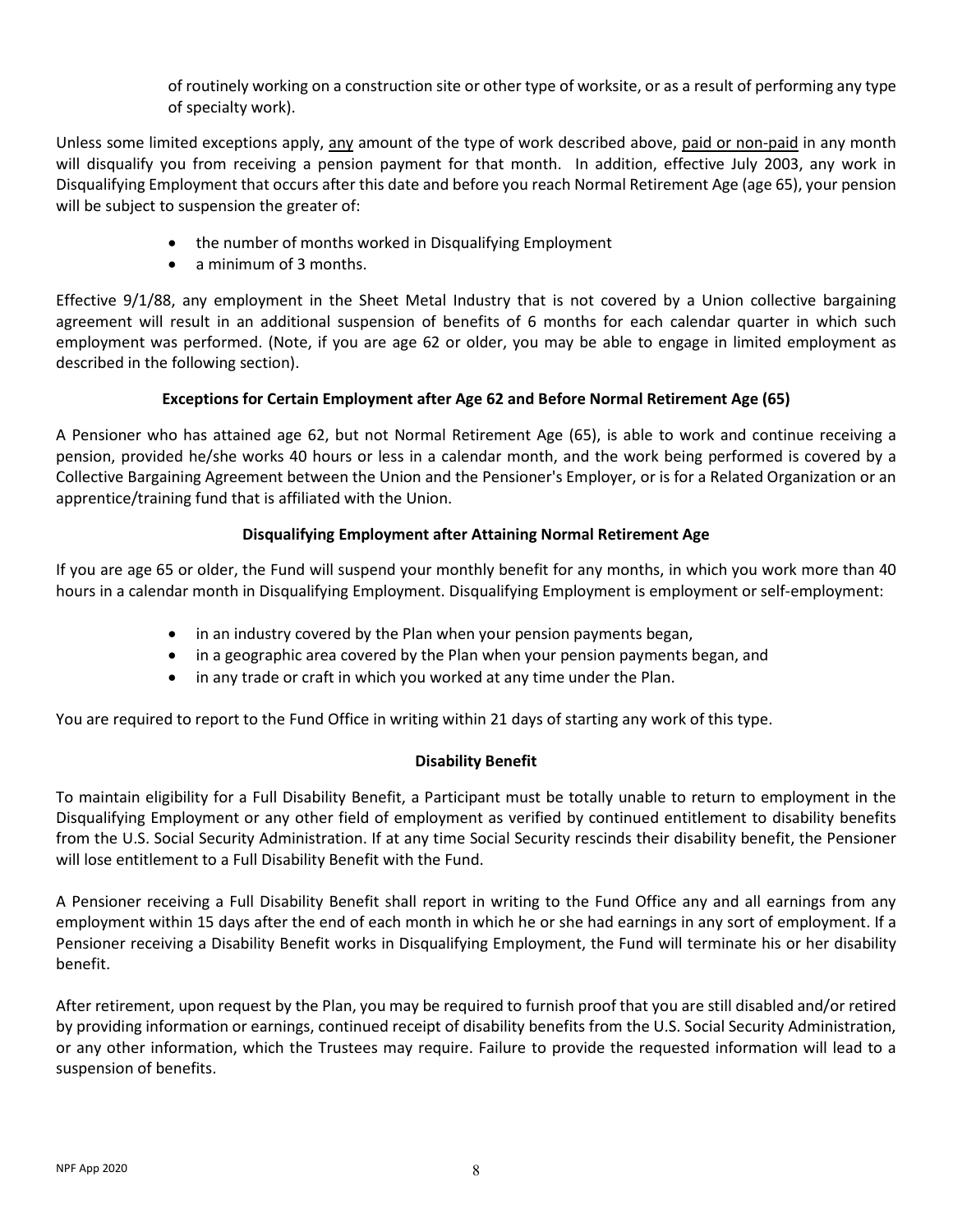of routinely working on a construction site or other type of worksite, or as a result of performing any type of specialty work).

Unless some limited exceptions apply, any amount of the type of work described above, paid or non-paid in any month will disqualify you from receiving a pension payment for that month. In addition, effective July 2003, any work in Disqualifying Employment that occurs after this date and before you reach Normal Retirement Age (age 65), your pension will be subject to suspension the greater of:

- the number of months worked in Disqualifying Employment
- a minimum of 3 months.

Effective 9/1/88, any employment in the Sheet Metal Industry that is not covered by a Union collective bargaining agreement will result in an additional suspension of benefits of 6 months for each calendar quarter in which such employment was performed. (Note, if you are age 62 or older, you may be able to engage in limited employment as described in the following section).

**Exceptions for Certain Employment after Age 62 and Before Normal Retirement Age (65)**

A Pensioner who has attained age 62, but not Normal Retirement Age (65), is able to work and continue receiving a pension, provided he/she works 40 hours or less in a calendar month, and the work being performed is covered by a Collective Bargaining Agreement between the Union and the Pensioner's Employer, or is for a Related Organization or an apprentice/training fund that is affiliated with the Union.

**Disqualifying Employment after Attaining Normal Retirement Age**

If you are age 65 or older, the Fund will suspend your monthly benefit for any months, in which you work more than 40 hours in a calendar month in Disqualifying Employment. Disqualifying Employment is employment or self-employment:

- in an industry covered by the Plan when your pension payments began,
- in a geographic area covered by the Plan when your pension payments began, and
- in any trade or craft in which you worked at any time under the Plan.

You are required to report to the Fund Office in writing within 21 days of starting any work of this type.

**Disability Benefit**

To maintain eligibility for a Full Disability Benefit, a Participant must be totally unable to return to employment in the Disqualifying Employment or any other field of employment as verified by continued entitlement to disability benefits from the U.S. Social Security Administration. If at any time Social Security rescinds their disability benefit, the Pensioner will lose entitlement to a Full Disability Benefit with the Fund.

A Pensioner receiving a Full Disability Benefit shall report in writing to the Fund Office any and all earnings from any employment within 15 days after the end of each month in which he or she had earnings in any sort of employment. If a Pensioner receiving a Disability Benefit works in Disqualifying Employment, the Fund will terminate his or her disability benefit.

After retirement, upon request by the Plan, you may be required to furnish proof that you are still disabled and/or retired by providing information or earnings, continued receipt of disability benefits from the U.S. Social Security Administration, or any other information, which the Trustees may require. Failure to provide the requested information will lead to a suspension of benefits.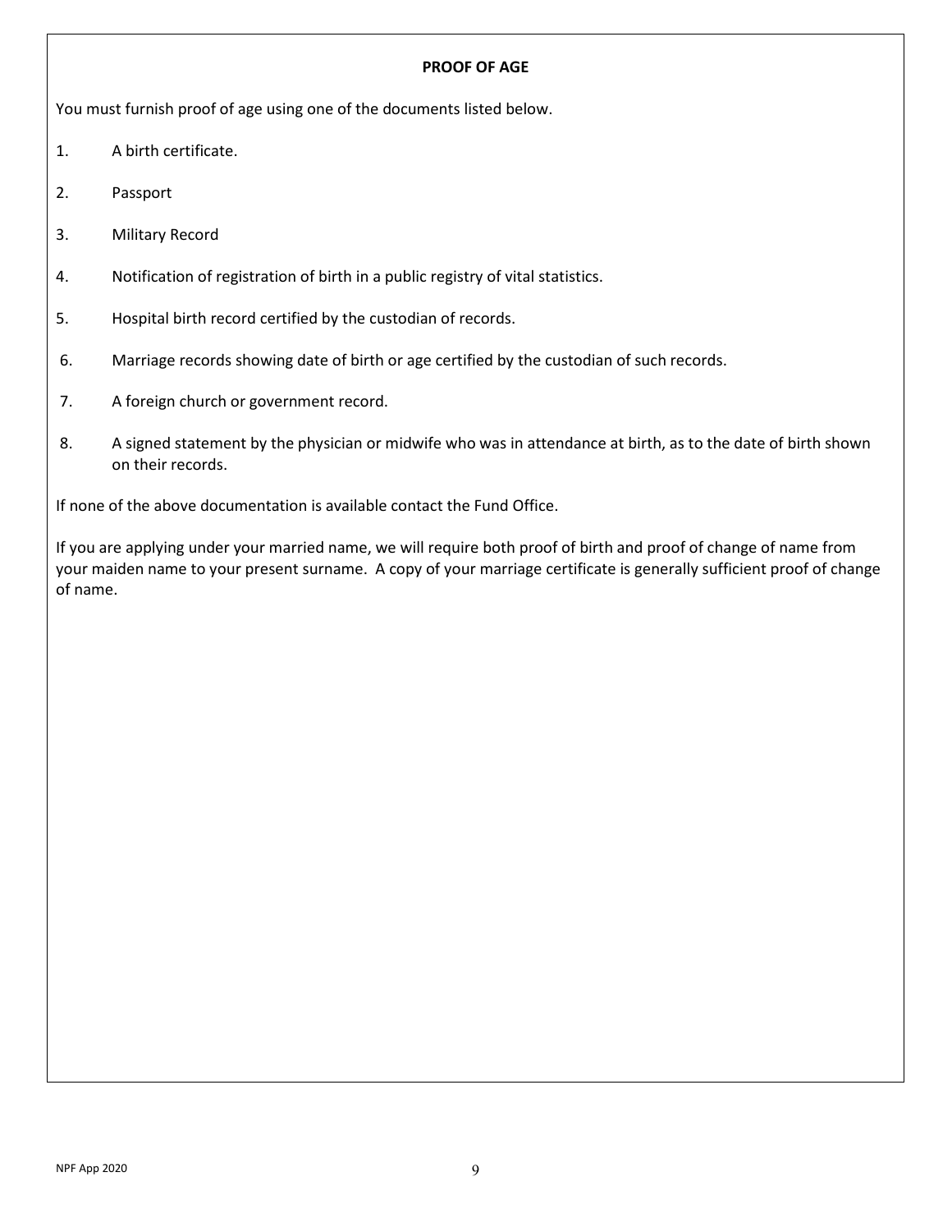**PROOF OF AGE**

You must furnish proof of age using one of the documents listed below.

1. A birth certificate.
2. Passport
3. Military Record
4. Notification of registration of birth in a public registry of vital statistics.
5. Hospital birth record certified by the custodian of records.
6. Marriage records showing date of birth or age certified by the custodian of such records.
7. A foreign church or government record.
8. A signed statement by the physician or midwife who was in attendance at birth, as to the date of birth shown on their records.

If none of the above documentation is available contact the Fund Office.

If you are applying under your married name, we will require both proof of birth and proof of change of name from your maiden name to your present surname. A copy of your marriage certificate is generally sufficient proof of change of name.